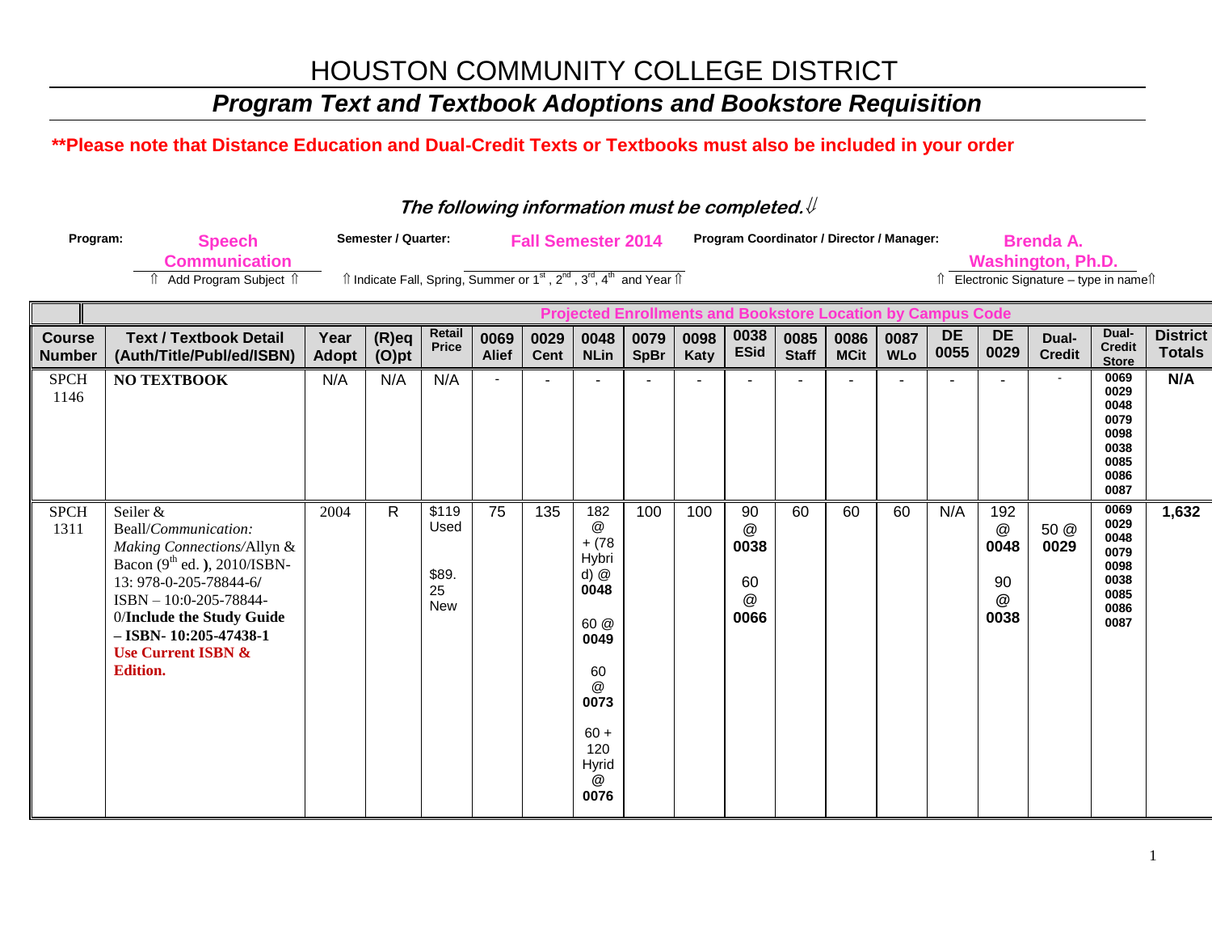# HOUSTON COMMUNITY COLLEGE DISTRICT

## *Program Text and Textbook Adoptions and Bookstore Requisition*

**\*\*Please note that Distance Education and Dual-Credit Texts or Textbooks must also be included in your order**

***The following information must be completed.⇓***

**Program:** Speech Communication
⇑ Add Program Subject ⇑

**Semester / Quarter:** Fall Semester 2014
⇑ Indicate Fall, Spring, Summer or 1st, 2nd, 3rd, 4th and Year ⇑

**Program Coordinator / Director / Manager:** Brenda A. Washington, Ph.D.
⇑ Electronic Signature – type in name⇑

| | | | | | Projected Enrollments and Bookstore Location by Campus Code | | | | | | | | | | | | | |
|---|---|---|---|---|---|---|---|---|---|---|---|---|---|---|---|---|---|---|
| Course Number | Text / Textbook Detail (Auth/Title/Publ/ed/ISBN) | Year Adopt | (R)eq (O)pt | Retail Price | 0069 Alief | 0029 Cent | 0048 NLin | 0079 SpBr | 0098 Katy | 0038 ESid | 0085 Staff | 0086 MCit | 0087 WLo | DE 0055 | DE 0029 | Dual-Credit | Dual-Credit Store | District Totals |
| SPCH 1146 | **NO TEXTBOOK** | N/A | N/A | N/A | - | - | - | - | - | - | - | - | - | - | - | - | 0069 0029 0048 0079 0098 0038 0085 0086 0087 | N/A |
| SPCH 1311 | Seiler & Beall/*Communication: Making Connections*/Allyn & Bacon (9th ed. **)**, 2010/ISBN-13: 978-0-205-78844-6/ ISBN – 10:0-205-78844-0/**Include the Study Guide – ISBN- 10:205-47438-1** **Use Current ISBN & Edition.** | 2004 | R | $119 Used $89.25 New | 75 | 135 | 182 @ + (78 Hybrid) @ **0048** 60 @ **0049** 60 @ **0073** 60 + 120 Hyrid @ **0076** | 100 | 100 | 90 @ **0038** 60 @ **0066** | 60 | 60 | 60 | N/A | 192 @ **0048** 90 @ **0038** | 50 @ **0029** | 0069 0029 0048 0079 0098 0038 0085 0086 0087 | **1,632** |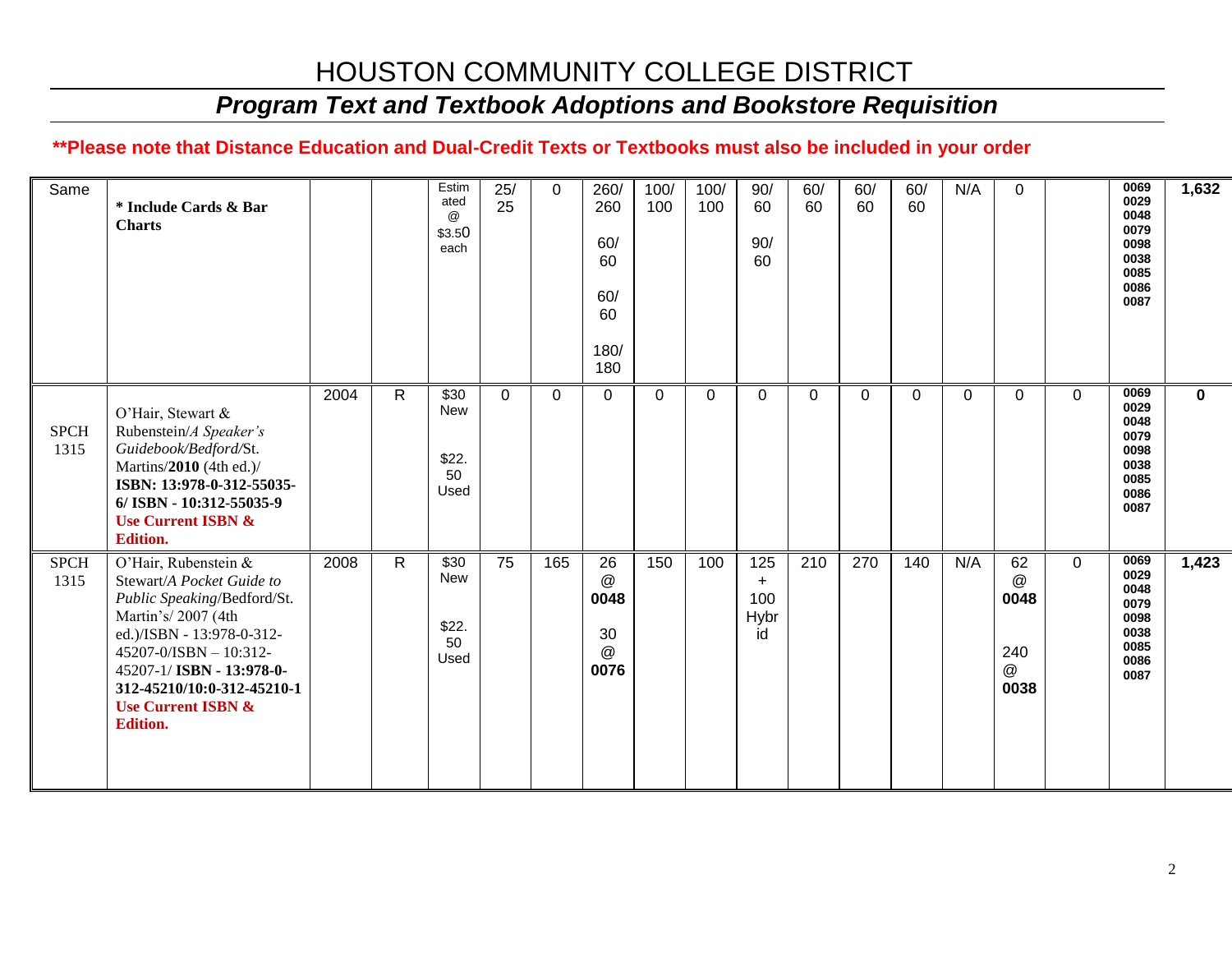# HOUSTON COMMUNITY COLLEGE DISTRICT

## *Program Text and Textbook Adoptions and Bookstore Requisition*

**\*\*Please note that Distance Education and Dual-Credit Texts or Textbooks must also be included in your order**

| | | | | | | | | | | | | | | | | | | |
|---|---|---|---|---|---|---|---|---|---|---|---|---|---|---|---|---|---|---|
| Same | **\* Include Cards & Bar Charts** | | | Estimated @ $3.50 each | 25/ 25 | 0 | 260/ 260<br><br>60/ 60<br><br>60/ 60<br><br>180/ 180 | 100/ 100 | 100/ 100 | 90/ 60<br><br>90/ 60 | 60/ 60 | 60/ 60 | 60/ 60 | N/A | 0 | | 0069 0029 0048 0079 0098 0038 0085 0086 0087 | **1,632** |
| SPCH 1315 | O'Hair, Stewart & Rubenstein/*A Speaker's Guidebook/Bedford/*St. Martins/**2010** (4th ed.)/ **ISBN: 13:978-0-312-55035-6/ ISBN - 10:312-55035-9** **Use Current ISBN & Edition.** | 2004 | R | $30 New<br><br>$22.50 Used | 0 | 0 | 0 | 0 | 0 | 0 | 0 | 0 | 0 | 0 | 0 | 0 | 0069 0029 0048 0079 0098 0038 0085 0086 0087 | **0** |
| SPCH 1315 | O'Hair, Rubenstein & Stewart/*A Pocket Guide to Public Speaking*/Bedford/St. Martin's/ 2007 (4th ed.)/ISBN - 13:978-0-312-45207-0/ISBN – 10:312-45207-1/ **ISBN - 13:978-0-312-45210/10:0-312-45210-1** **Use Current ISBN & Edition.** | 2008 | R | $30 New<br><br>$22.50 Used | 75 | 165 | 26 @ **0048**<br><br>30 @ **0076** | 150 | 100 | 125 + 100 Hybrid | 210 | 270 | 140 | N/A | 62 @ **0048**<br><br>240 @ **0038** | 0 | 0069 0029 0048 0079 0098 0038 0085 0086 0087 | **1,423** |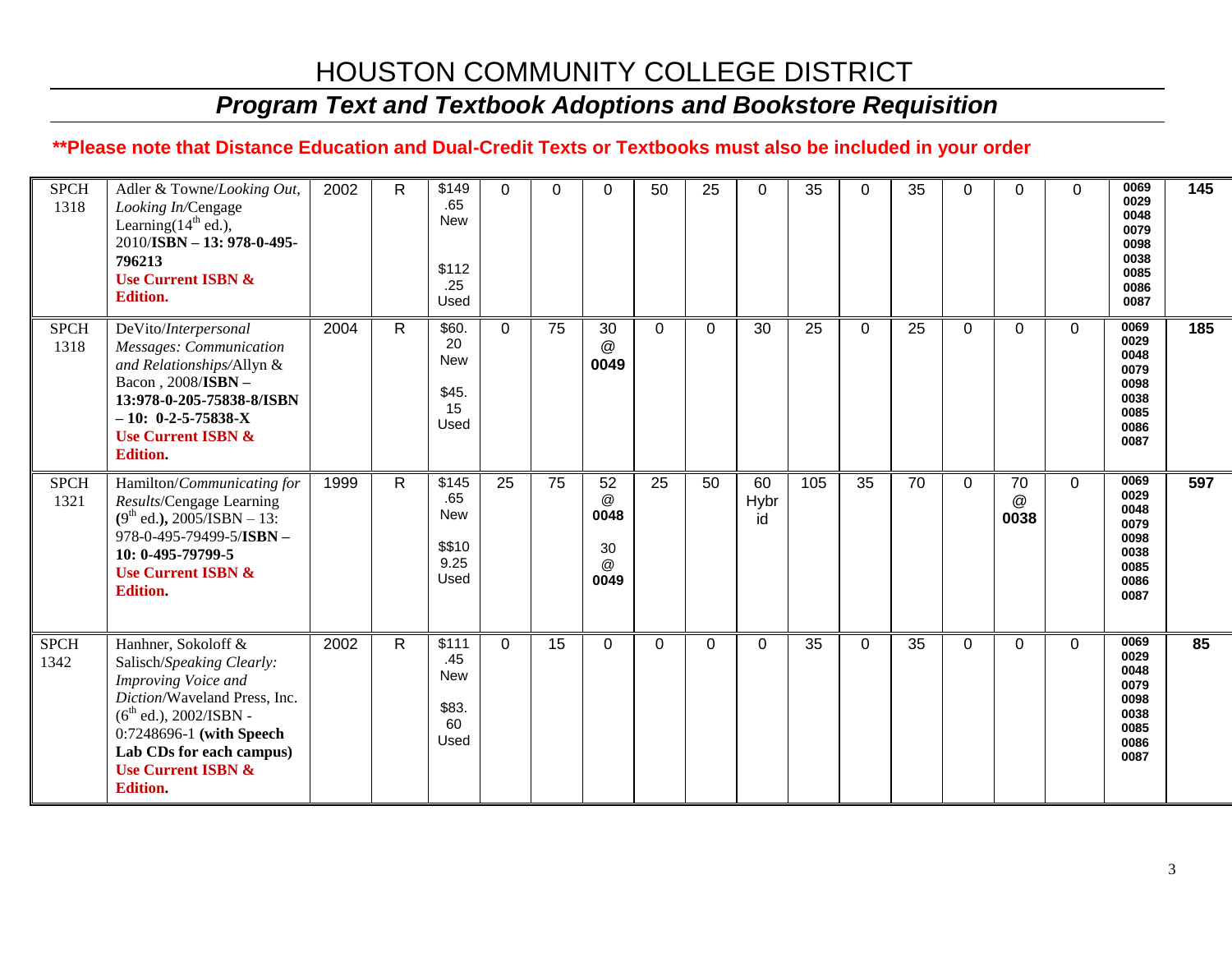# HOUSTON COMMUNITY COLLEGE DISTRICT

## *Program Text and Textbook Adoptions and Bookstore Requisition*

**\*\*Please note that Distance Education and Dual-Credit Texts or Textbooks must also be included in your order**

| | | | | | | | | | | | | | | | | | | | |
|---|---|---|---|---|---|---|---|---|---|---|---|---|---|---|---|---|---|---|---|
| SPCH 1318 | Adler & Towne/*Looking Out, Looking In*/Cengage Learning(14th ed.), 2010/**ISBN – 13: 978-0-495-796213** **Use Current ISBN & Edition.** | 2002 | R | $149.65 New $112.25 Used | 0 | 0 | 0 | 50 | 25 | 0 | 35 | 0 | 35 | 0 | 0 | 0 | 0069 0029 0048 0079 0098 0038 0085 0086 0087 | 145 |
| SPCH 1318 | DeVito/*Interpersonal Messages: Communication and Relationships*/Allyn & Bacon , 2008/**ISBN – 13:978-0-205-75838-8/ISBN – 10: 0-2-5-75838-X** **Use Current ISBN & Edition.** | 2004 | R | $60.20 New $45.15 Used | 0 | 75 | 30 @ **0049** | 0 | 0 | 30 | 25 | 0 | 25 | 0 | 0 | 0 | 0069 0029 0048 0079 0098 0038 0085 0086 0087 | 185 |
| SPCH 1321 | Hamilton/*Communicating for Results*/Cengage Learning **(**9th ed.**),** 2005/ISBN – 13: 978-0-495-79499-5/**ISBN – 10: 0-495-79799-5** **Use Current ISBN & Edition.** | 1999 | R | $145.65 New $$109.25 Used | 25 | 75 | 52 @ **0048** 30 @ **0049** | 25 | 50 | 60 Hybrid | 105 | 35 | 70 | 0 | 70 @ **0038** | 0 | 0069 0029 0048 0079 0098 0038 0085 0086 0087 | 597 |
| SPCH 1342 | Hanhner, Sokoloff & Salisch/*Speaking Clearly: Improving Voice and Diction*/Waveland Press, Inc. (6th ed.), 2002/ISBN - 0:7248696-1 **(with Speech Lab CDs for each campus)** **Use Current ISBN & Edition.** | 2002 | R | $111.45 New $83.60 Used | 0 | 15 | 0 | 0 | 0 | 0 | 35 | 0 | 35 | 0 | 0 | 0 | 0069 0029 0048 0079 0098 0038 0085 0086 0087 | 85 |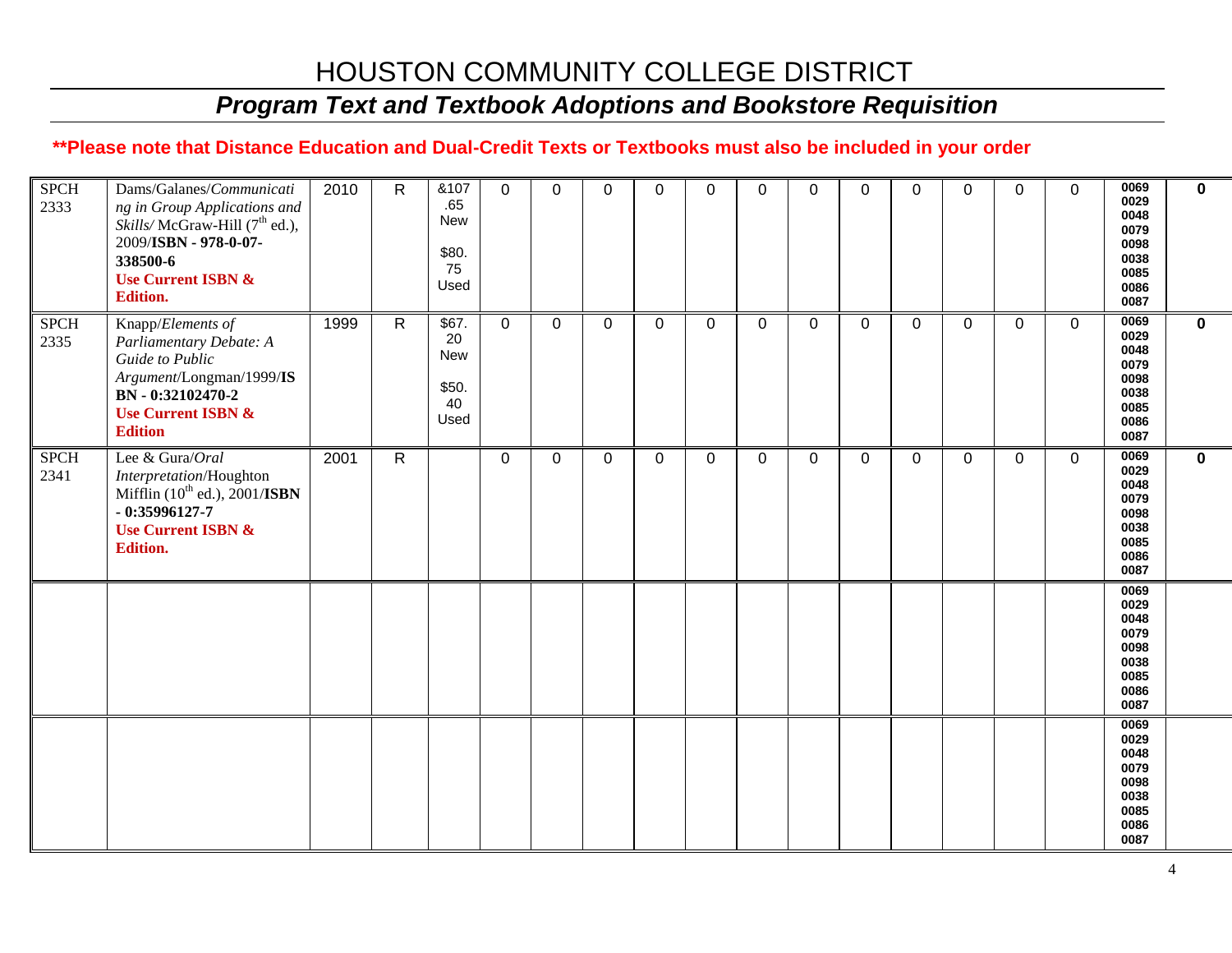# HOUSTON COMMUNITY COLLEGE DISTRICT

## *Program Text and Textbook Adoptions and Bookstore Requisition*

**\*\*Please note that Distance Education and Dual-Credit Texts or Textbooks must also be included in your order**

| | | | | | | | | | | | | | | | | | | | |
|---|---|---|---|---|---|---|---|---|---|---|---|---|---|---|---|---|---|---|---|
| SPCH 2333 | Dams/Galanes/*Communicating in Group Applications and Skills*/ McGraw-Hill (7th ed.), 2009/**ISBN - 978-0-07-338500-6** **Use Current ISBN & Edition.** | 2010 | R | &107.65 New $80.75 Used | 0 | 0 | 0 | 0 | 0 | 0 | 0 | 0 | 0 | 0 | 0 | 0 | 0069 0029 0048 0079 0098 0038 0085 0086 0087 | **0** |
| SPCH 2335 | Knapp/*Elements of Parliamentary Debate: A Guide to Public Argument*/Longman/1999/**ISBN - 0:32102470-2** **Use Current ISBN & Edition** | 1999 | R | $67.20 New $50.40 Used | 0 | 0 | 0 | 0 | 0 | 0 | 0 | 0 | 0 | 0 | 0 | 0 | 0069 0029 0048 0079 0098 0038 0085 0086 0087 | **0** |
| SPCH 2341 | Lee & Gura/*Oral Interpretation*/Houghton Mifflin (10th ed.), 2001/**ISBN - 0:35996127-7** **Use Current ISBN & Edition.** | 2001 | R | | 0 | 0 | 0 | 0 | 0 | 0 | 0 | 0 | 0 | 0 | 0 | 0 | 0069 0029 0048 0079 0098 0038 0085 0086 0087 | **0** |
| | | | | | | | | | | | | | | | | | 0069 0029 0048 0079 0098 0038 0085 0086 0087 | |
| | | | | | | | | | | | | | | | | | 0069 0029 0048 0079 0098 0038 0085 0086 0087 | |